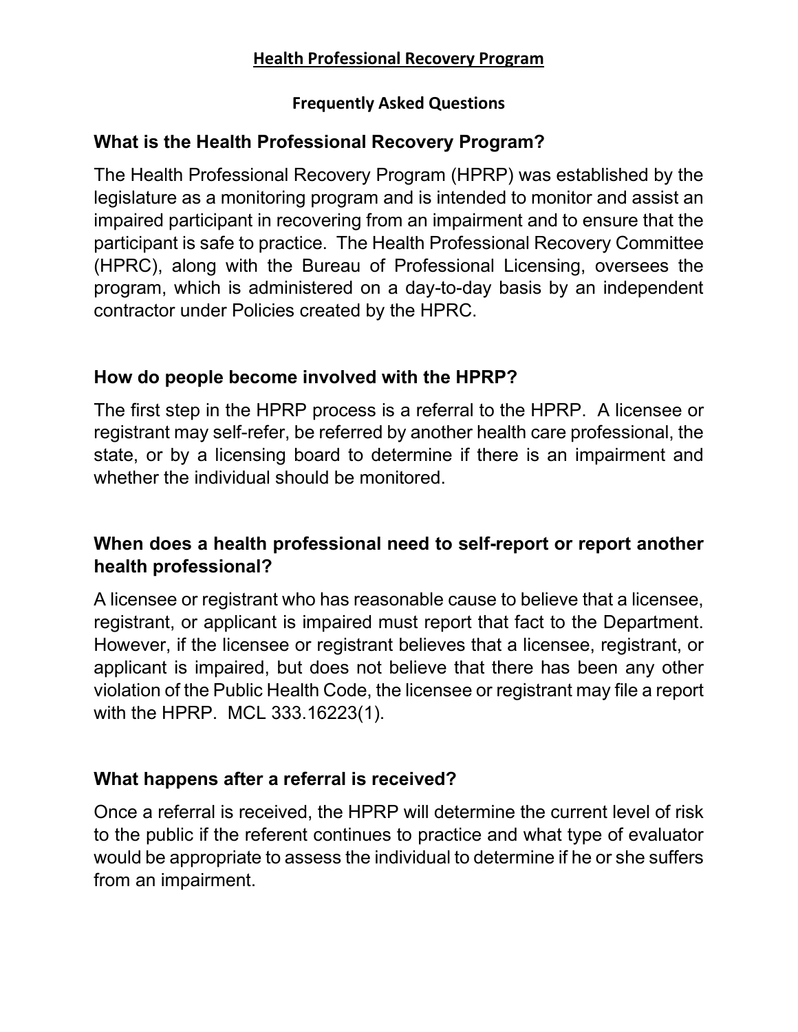# Health Professional Recovery Program

## Frequently Asked Questions

### What is the Health Professional Recovery Program?

The Health Professional Recovery Program (HPRP) was established by the legislature as a monitoring program and is intended to monitor and assist an impaired participant in recovering from an impairment and to ensure that the participant is safe to practice. The Health Professional Recovery Committee (HPRC), along with the Bureau of Professional Licensing, oversees the program, which is administered on a day-to-day basis by an independent contractor under Policies created by the HPRC.

### How do people become involved with the HPRP?

The first step in the HPRP process is a referral to the HPRP. A licensee or registrant may self-refer, be referred by another health care professional, the state, or by a licensing board to determine if there is an impairment and whether the individual should be monitored.

### When does a health professional need to self-report or report another health professional?

A licensee or registrant who has reasonable cause to believe that a licensee, registrant, or applicant is impaired must report that fact to the Department. However, if the licensee or registrant believes that a licensee, registrant, or applicant is impaired, but does not believe that there has been any other violation of the Public Health Code, the licensee or registrant may file a report with the HPRP. MCL 333.16223(1).

### What happens after a referral is received?

Once a referral is received, the HPRP will determine the current level of risk to the public if the referent continues to practice and what type of evaluator would be appropriate to assess the individual to determine if he or she suffers from an impairment.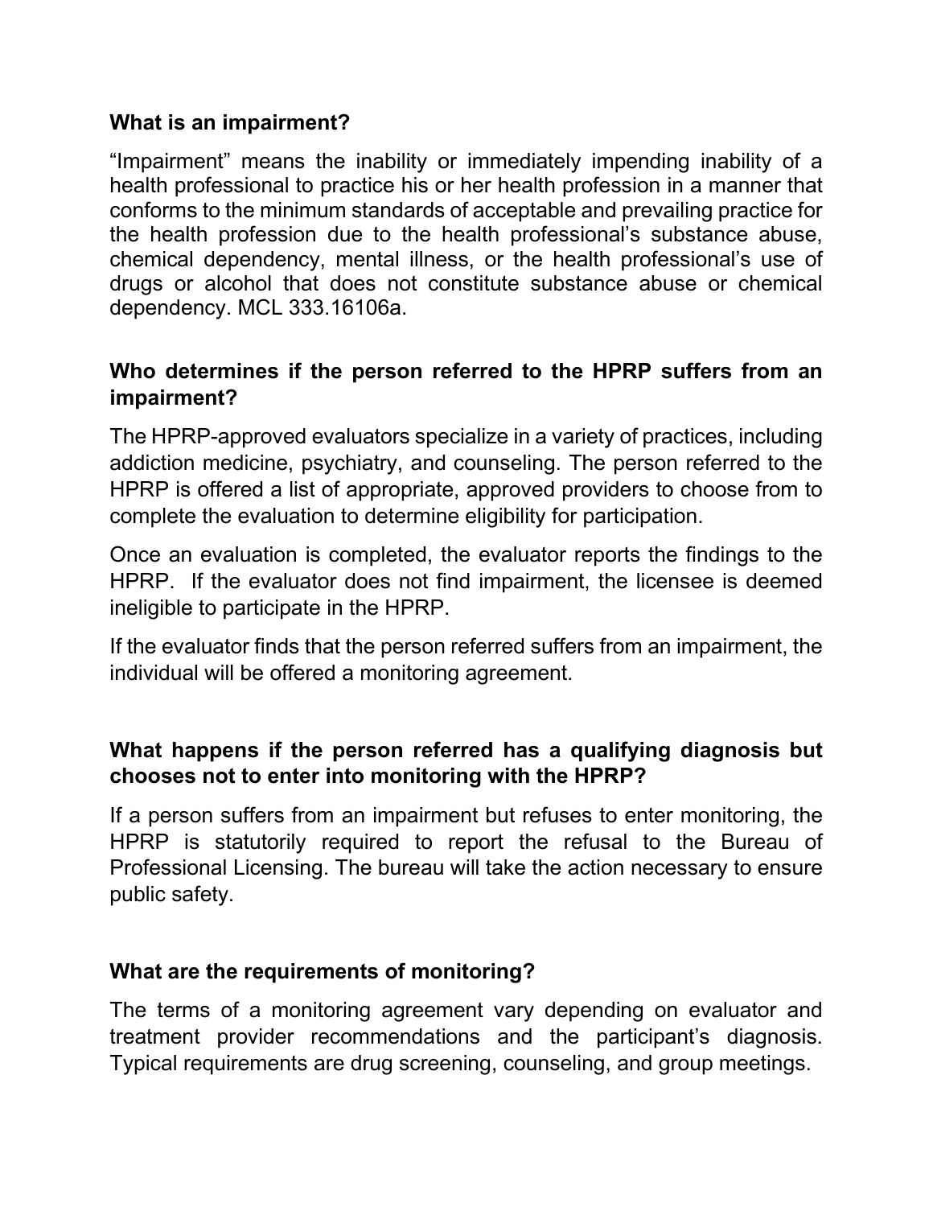**What is an impairment?**

"Impairment" means the inability or immediately impending inability of a health professional to practice his or her health profession in a manner that conforms to the minimum standards of acceptable and prevailing practice for the health profession due to the health professional's substance abuse, chemical dependency, mental illness, or the health professional's use of drugs or alcohol that does not constitute substance abuse or chemical dependency. MCL 333.16106a.

**Who determines if the person referred to the HPRP suffers from an impairment?**

The HPRP-approved evaluators specialize in a variety of practices, including addiction medicine, psychiatry, and counseling. The person referred to the HPRP is offered a list of appropriate, approved providers to choose from to complete the evaluation to determine eligibility for participation.

Once an evaluation is completed, the evaluator reports the findings to the HPRP. If the evaluator does not find impairment, the licensee is deemed ineligible to participate in the HPRP.

If the evaluator finds that the person referred suffers from an impairment, the individual will be offered a monitoring agreement.

**What happens if the person referred has a qualifying diagnosis but chooses not to enter into monitoring with the HPRP?**

If a person suffers from an impairment but refuses to enter monitoring, the HPRP is statutorily required to report the refusal to the Bureau of Professional Licensing. The bureau will take the action necessary to ensure public safety.

**What are the requirements of monitoring?**

The terms of a monitoring agreement vary depending on evaluator and treatment provider recommendations and the participant's diagnosis. Typical requirements are drug screening, counseling, and group meetings.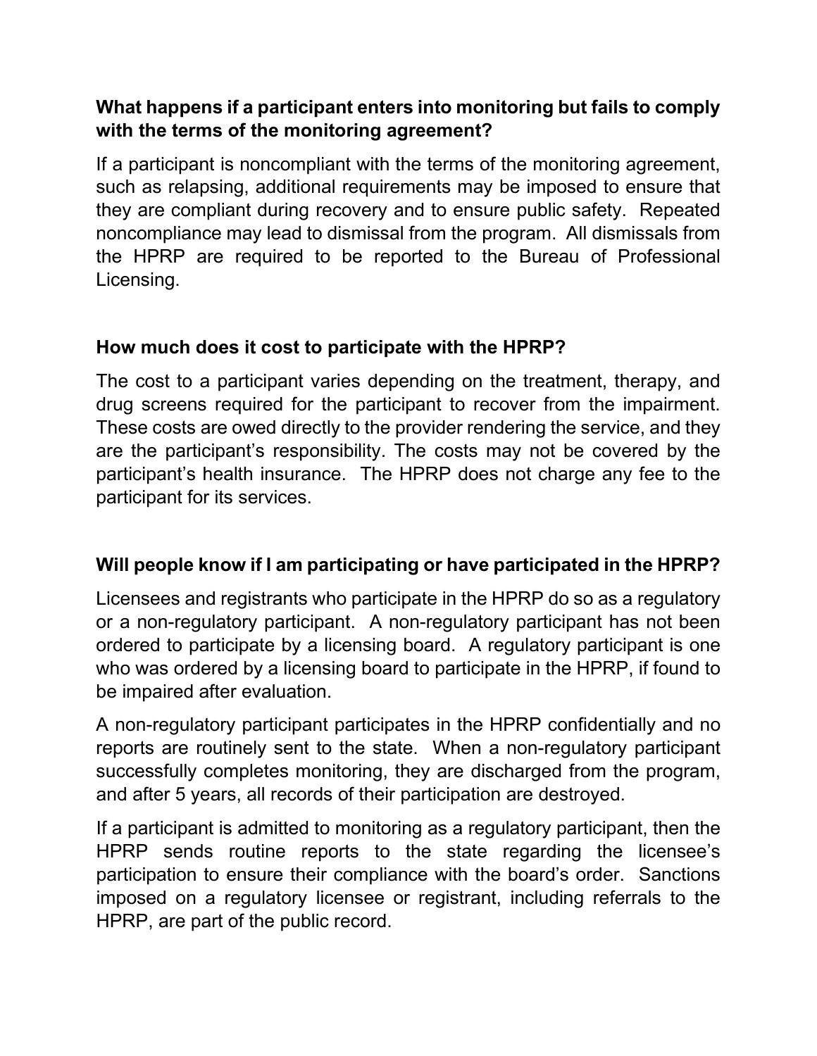**What happens if a participant enters into monitoring but fails to comply with the terms of the monitoring agreement?**

If a participant is noncompliant with the terms of the monitoring agreement, such as relapsing, additional requirements may be imposed to ensure that they are compliant during recovery and to ensure public safety. Repeated noncompliance may lead to dismissal from the program. All dismissals from the HPRP are required to be reported to the Bureau of Professional Licensing.

**How much does it cost to participate with the HPRP?**

The cost to a participant varies depending on the treatment, therapy, and drug screens required for the participant to recover from the impairment. These costs are owed directly to the provider rendering the service, and they are the participant's responsibility. The costs may not be covered by the participant's health insurance. The HPRP does not charge any fee to the participant for its services.

**Will people know if I am participating or have participated in the HPRP?**

Licensees and registrants who participate in the HPRP do so as a regulatory or a non-regulatory participant. A non-regulatory participant has not been ordered to participate by a licensing board. A regulatory participant is one who was ordered by a licensing board to participate in the HPRP, if found to be impaired after evaluation.

A non-regulatory participant participates in the HPRP confidentially and no reports are routinely sent to the state. When a non-regulatory participant successfully completes monitoring, they are discharged from the program, and after 5 years, all records of their participation are destroyed.

If a participant is admitted to monitoring as a regulatory participant, then the HPRP sends routine reports to the state regarding the licensee's participation to ensure their compliance with the board's order. Sanctions imposed on a regulatory licensee or registrant, including referrals to the HPRP, are part of the public record.